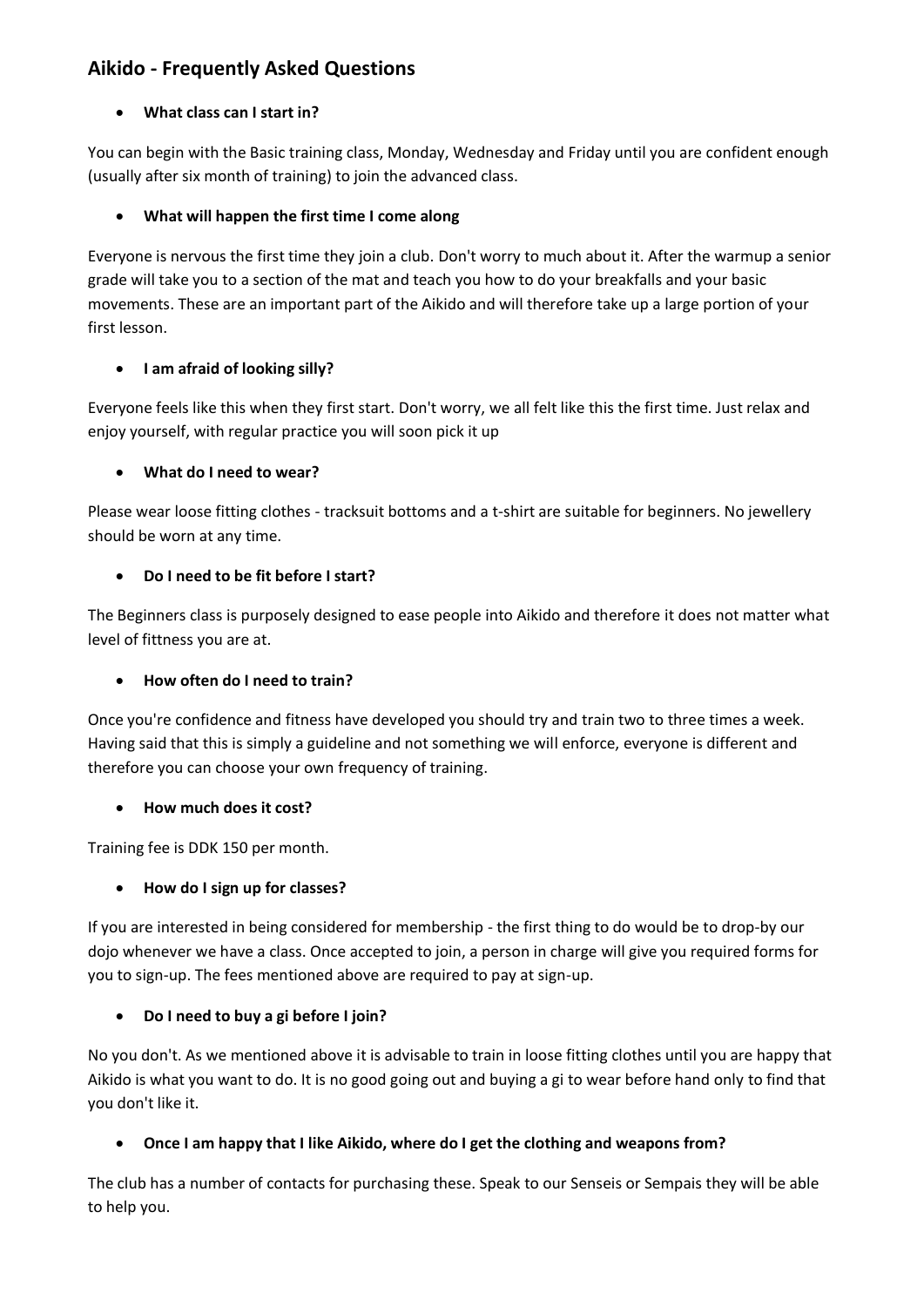# Aikido - Frequently Asked Questions

- **What class can I start in?**

You can begin with the Basic training class, Monday, Wednesday and Friday until you are confident enough (usually after six month of training) to join the advanced class.

- **What will happen the first time I come along**

Everyone is nervous the first time they join a club. Don't worry to much about it. After the warmup a senior grade will take you to a section of the mat and teach you how to do your breakfalls and your basic movements. These are an important part of the Aikido and will therefore take up a large portion of your first lesson.

- **I am afraid of looking silly?**

Everyone feels like this when they first start. Don't worry, we all felt like this the first time. Just relax and enjoy yourself, with regular practice you will soon pick it up

- **What do I need to wear?**

Please wear loose fitting clothes - tracksuit bottoms and a t-shirt are suitable for beginners. No jewellery should be worn at any time.

- **Do I need to be fit before I start?**

The Beginners class is purposely designed to ease people into Aikido and therefore it does not matter what level of fittness you are at.

- **How often do I need to train?**

Once you're confidence and fitness have developed you should try and train two to three times a week. Having said that this is simply a guideline and not something we will enforce, everyone is different and therefore you can choose your own frequency of training.

- **How much does it cost?**

Training fee is DDK 150 per month.

- **How do I sign up for classes?**

If you are interested in being considered for membership - the first thing to do would be to drop-by our dojo whenever we have a class. Once accepted to join, a person in charge will give you required forms for you to sign-up. The fees mentioned above are required to pay at sign-up.

- **Do I need to buy a gi before I join?**

No you don't. As we mentioned above it is advisable to train in loose fitting clothes until you are happy that Aikido is what you want to do. It is no good going out and buying a gi to wear before hand only to find that you don't like it.

- **Once I am happy that I like Aikido, where do I get the clothing and weapons from?**

The club has a number of contacts for purchasing these. Speak to our Senseis or Sempais they will be able to help you.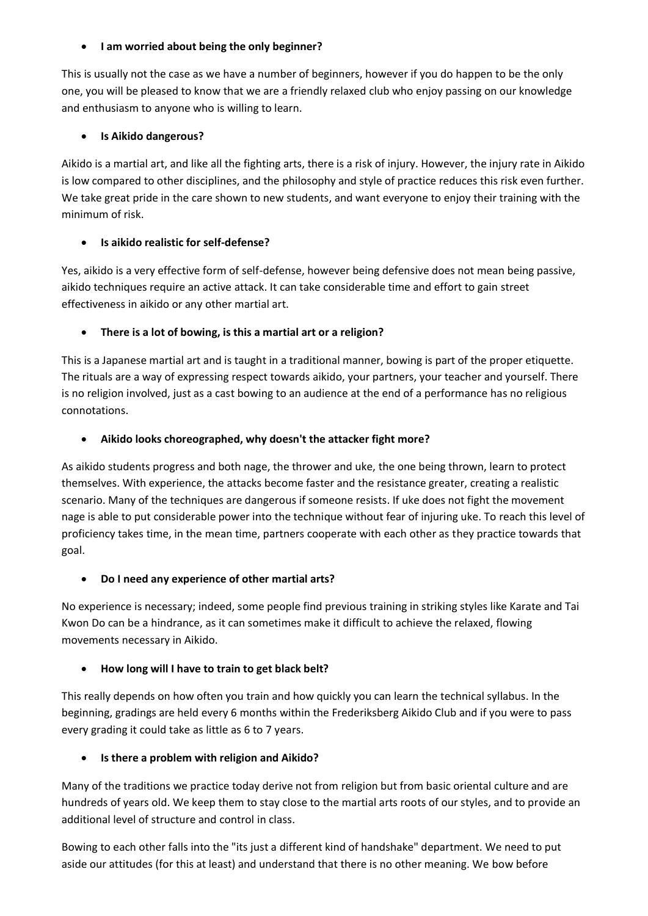- **I am worried about being the only beginner?**

This is usually not the case as we have a number of beginners, however if you do happen to be the only one, you will be pleased to know that we are a friendly relaxed club who enjoy passing on our knowledge and enthusiasm to anyone who is willing to learn.

- **Is Aikido dangerous?**

Aikido is a martial art, and like all the fighting arts, there is a risk of injury. However, the injury rate in Aikido is low compared to other disciplines, and the philosophy and style of practice reduces this risk even further. We take great pride in the care shown to new students, and want everyone to enjoy their training with the minimum of risk.

- **Is aikido realistic for self-defense?**

Yes, aikido is a very effective form of self-defense, however being defensive does not mean being passive, aikido techniques require an active attack. It can take considerable time and effort to gain street effectiveness in aikido or any other martial art.

- **There is a lot of bowing, is this a martial art or a religion?**

This is a Japanese martial art and is taught in a traditional manner, bowing is part of the proper etiquette. The rituals are a way of expressing respect towards aikido, your partners, your teacher and yourself. There is no religion involved, just as a cast bowing to an audience at the end of a performance has no religious connotations.

- **Aikido looks choreographed, why doesn't the attacker fight more?**

As aikido students progress and both nage, the thrower and uke, the one being thrown, learn to protect themselves. With experience, the attacks become faster and the resistance greater, creating a realistic scenario. Many of the techniques are dangerous if someone resists. If uke does not fight the movement nage is able to put considerable power into the technique without fear of injuring uke. To reach this level of proficiency takes time, in the mean time, partners cooperate with each other as they practice towards that goal.

- **Do I need any experience of other martial arts?**

No experience is necessary; indeed, some people find previous training in striking styles like Karate and Tai Kwon Do can be a hindrance, as it can sometimes make it difficult to achieve the relaxed, flowing movements necessary in Aikido.

- **How long will I have to train to get black belt?**

This really depends on how often you train and how quickly you can learn the technical syllabus. In the beginning, gradings are held every 6 months within the Frederiksberg Aikido Club and if you were to pass every grading it could take as little as 6 to 7 years.

- **Is there a problem with religion and Aikido?**

Many of the traditions we practice today derive not from religion but from basic oriental culture and are hundreds of years old. We keep them to stay close to the martial arts roots of our styles, and to provide an additional level of structure and control in class.

Bowing to each other falls into the "its just a different kind of handshake" department. We need to put aside our attitudes (for this at least) and understand that there is no other meaning. We bow before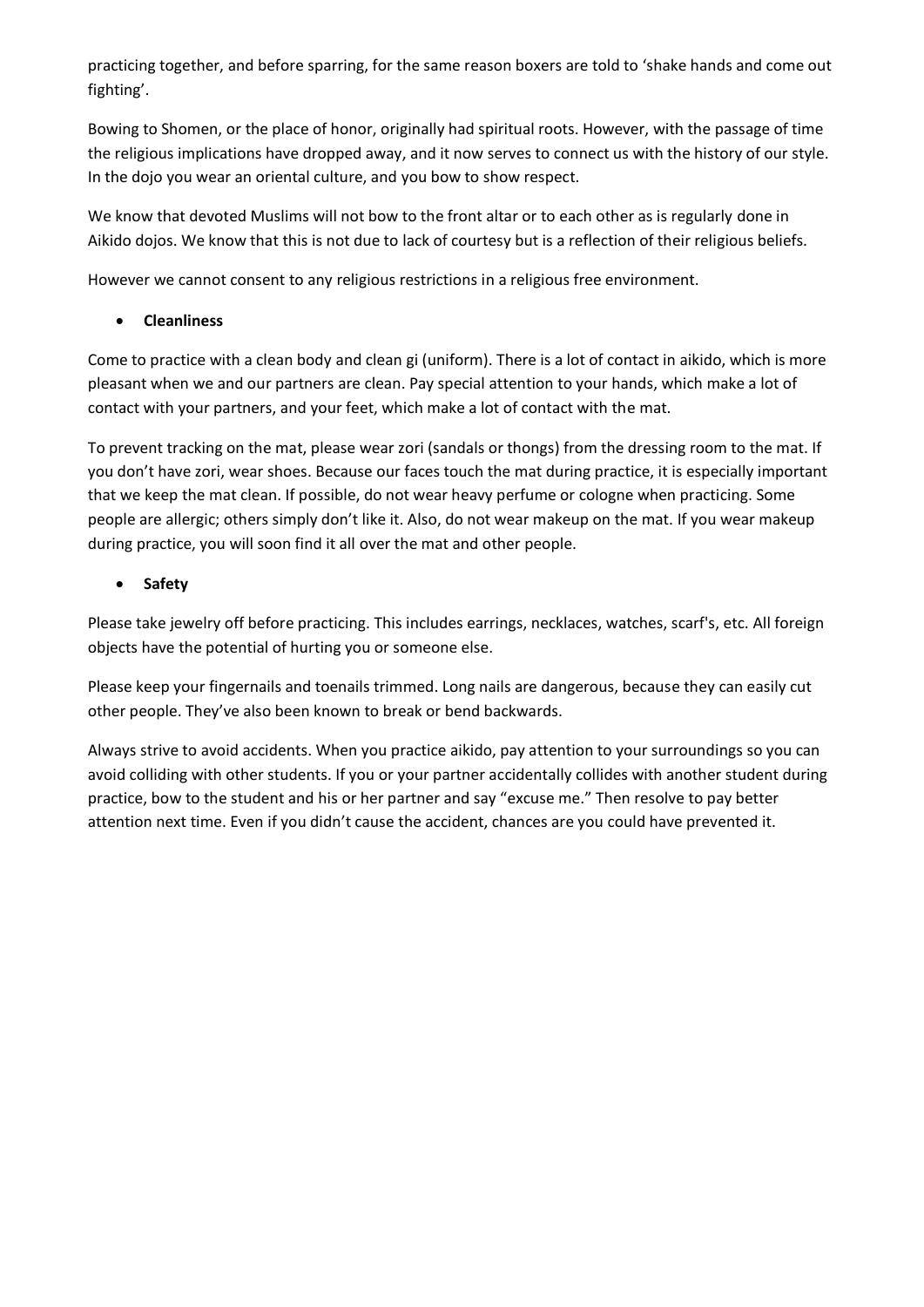practicing together, and before sparring, for the same reason boxers are told to 'shake hands and come out fighting'.

Bowing to Shomen, or the place of honor, originally had spiritual roots. However, with the passage of time the religious implications have dropped away, and it now serves to connect us with the history of our style. In the dojo you wear an oriental culture, and you bow to show respect.

We know that devoted Muslims will not bow to the front altar or to each other as is regularly done in Aikido dojos. We know that this is not due to lack of courtesy but is a reflection of their religious beliefs.

However we cannot consent to any religious restrictions in a religious free environment.

- **Cleanliness**

Come to practice with a clean body and clean gi (uniform). There is a lot of contact in aikido, which is more pleasant when we and our partners are clean. Pay special attention to your hands, which make a lot of contact with your partners, and your feet, which make a lot of contact with the mat.

To prevent tracking on the mat, please wear zori (sandals or thongs) from the dressing room to the mat. If you don't have zori, wear shoes. Because our faces touch the mat during practice, it is especially important that we keep the mat clean. If possible, do not wear heavy perfume or cologne when practicing. Some people are allergic; others simply don't like it. Also, do not wear makeup on the mat. If you wear makeup during practice, you will soon find it all over the mat and other people.

- **Safety**

Please take jewelry off before practicing. This includes earrings, necklaces, watches, scarf's, etc. All foreign objects have the potential of hurting you or someone else.

Please keep your fingernails and toenails trimmed. Long nails are dangerous, because they can easily cut other people. They've also been known to break or bend backwards.

Always strive to avoid accidents. When you practice aikido, pay attention to your surroundings so you can avoid colliding with other students. If you or your partner accidentally collides with another student during practice, bow to the student and his or her partner and say "excuse me." Then resolve to pay better attention next time. Even if you didn't cause the accident, chances are you could have prevented it.